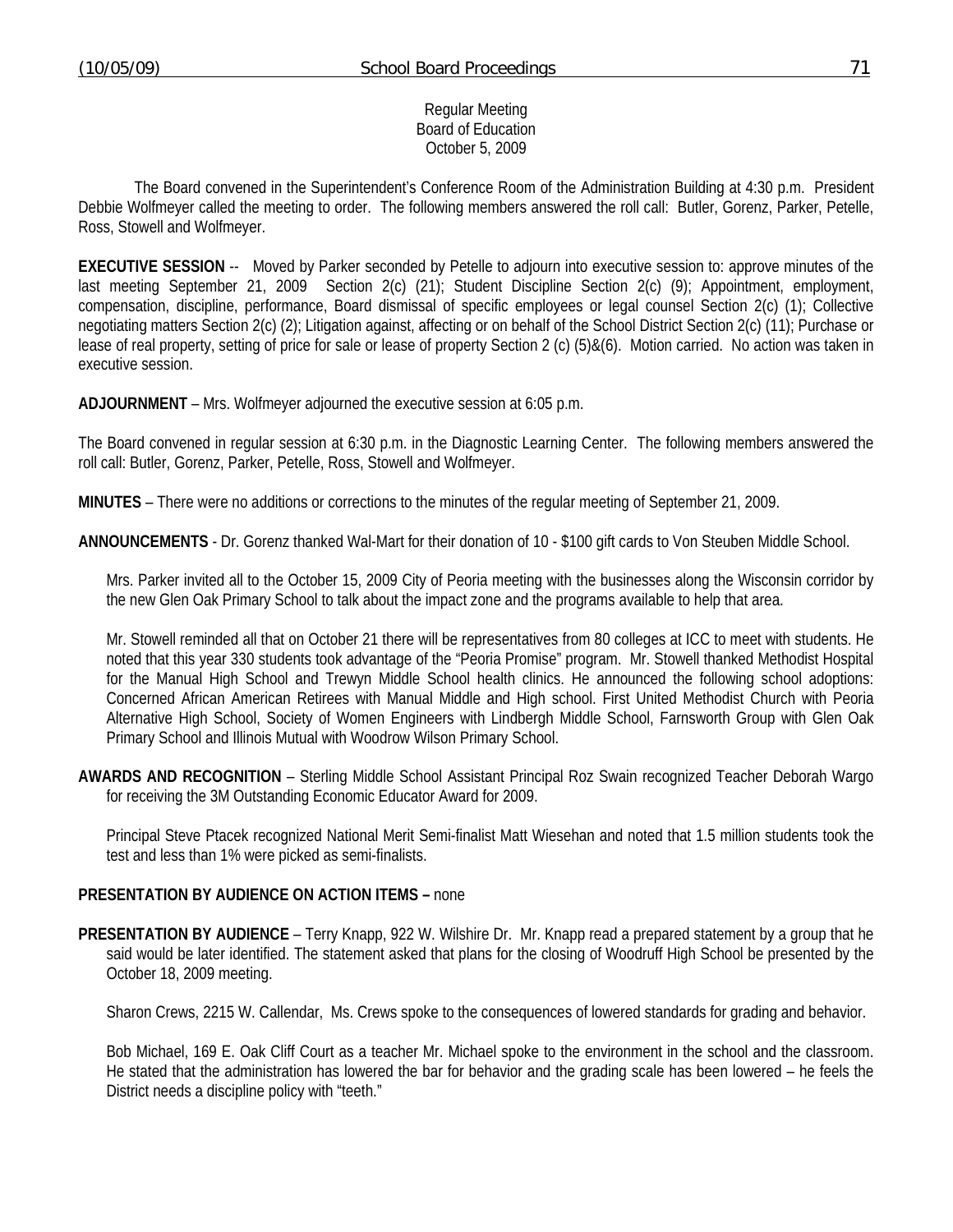Regular Meeting
Board of Education
October 5, 2009

The Board convened in the Superintendent's Conference Room of the Administration Building at 4:30 p.m. President Debbie Wolfmeyer called the meeting to order. The following members answered the roll call: Butler, Gorenz, Parker, Petelle, Ross, Stowell and Wolfmeyer.

**EXECUTIVE SESSION** -- Moved by Parker seconded by Petelle to adjourn into executive session to: approve minutes of the last meeting September 21, 2009 Section 2(c) (21); Student Discipline Section 2(c) (9); Appointment, employment, compensation, discipline, performance, Board dismissal of specific employees or legal counsel Section 2(c) (1); Collective negotiating matters Section 2(c) (2); Litigation against, affecting or on behalf of the School District Section 2(c) (11); Purchase or lease of real property, setting of price for sale or lease of property Section 2 (c) (5)&(6). Motion carried. No action was taken in executive session.

**ADJOURNMENT** – Mrs. Wolfmeyer adjourned the executive session at 6:05 p.m.

The Board convened in regular session at 6:30 p.m. in the Diagnostic Learning Center. The following members answered the roll call: Butler, Gorenz, Parker, Petelle, Ross, Stowell and Wolfmeyer.

**MINUTES** – There were no additions or corrections to the minutes of the regular meeting of September 21, 2009.

**ANNOUNCEMENTS** - Dr. Gorenz thanked Wal-Mart for their donation of 10 - $100 gift cards to Von Steuben Middle School.

Mrs. Parker invited all to the October 15, 2009 City of Peoria meeting with the businesses along the Wisconsin corridor by the new Glen Oak Primary School to talk about the impact zone and the programs available to help that area.

Mr. Stowell reminded all that on October 21 there will be representatives from 80 colleges at ICC to meet with students. He noted that this year 330 students took advantage of the "Peoria Promise" program. Mr. Stowell thanked Methodist Hospital for the Manual High School and Trewyn Middle School health clinics. He announced the following school adoptions: Concerned African American Retirees with Manual Middle and High school. First United Methodist Church with Peoria Alternative High School, Society of Women Engineers with Lindbergh Middle School, Farnsworth Group with Glen Oak Primary School and Illinois Mutual with Woodrow Wilson Primary School.

**AWARDS AND RECOGNITION** – Sterling Middle School Assistant Principal Roz Swain recognized Teacher Deborah Wargo for receiving the 3M Outstanding Economic Educator Award for 2009.

Principal Steve Ptacek recognized National Merit Semi-finalist Matt Wiesehan and noted that 1.5 million students took the test and less than 1% were picked as semi-finalists.

**PRESENTATION BY AUDIENCE ON ACTION ITEMS –** none

**PRESENTATION BY AUDIENCE** – Terry Knapp, 922 W. Wilshire Dr. Mr. Knapp read a prepared statement by a group that he said would be later identified. The statement asked that plans for the closing of Woodruff High School be presented by the October 18, 2009 meeting.

Sharon Crews, 2215 W. Callendar, Ms. Crews spoke to the consequences of lowered standards for grading and behavior.

Bob Michael, 169 E. Oak Cliff Court as a teacher Mr. Michael spoke to the environment in the school and the classroom. He stated that the administration has lowered the bar for behavior and the grading scale has been lowered – he feels the District needs a discipline policy with "teeth."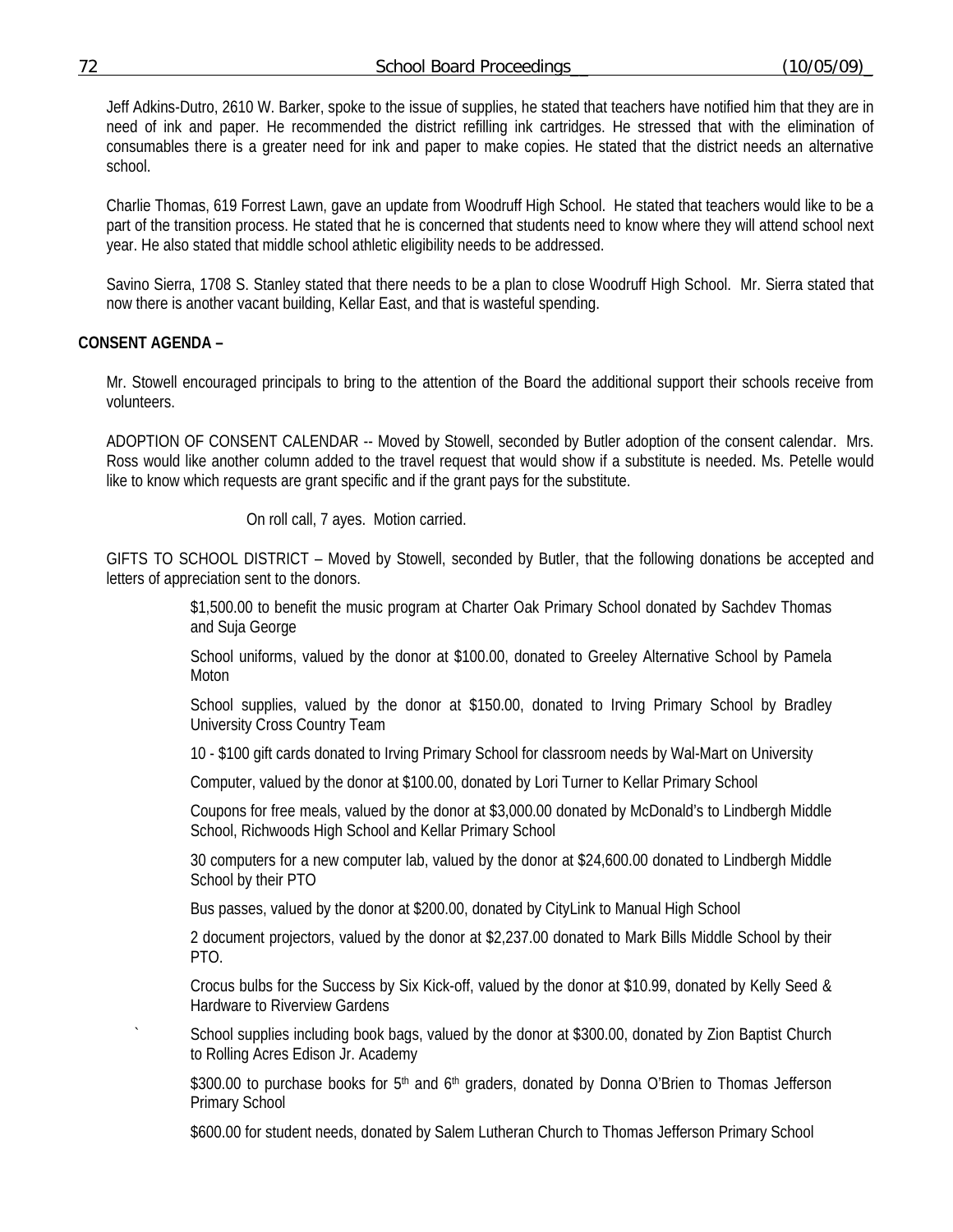Jeff Adkins-Dutro, 2610 W. Barker, spoke to the issue of supplies, he stated that teachers have notified him that they are in need of ink and paper. He recommended the district refilling ink cartridges. He stressed that with the elimination of consumables there is a greater need for ink and paper to make copies. He stated that the district needs an alternative school.

Charlie Thomas, 619 Forrest Lawn, gave an update from Woodruff High School. He stated that teachers would like to be a part of the transition process. He stated that he is concerned that students need to know where they will attend school next year. He also stated that middle school athletic eligibility needs to be addressed.

Savino Sierra, 1708 S. Stanley stated that there needs to be a plan to close Woodruff High School. Mr. Sierra stated that now there is another vacant building, Kellar East, and that is wasteful spending.

**CONSENT AGENDA –**

Mr. Stowell encouraged principals to bring to the attention of the Board the additional support their schools receive from volunteers.

ADOPTION OF CONSENT CALENDAR -- Moved by Stowell, seconded by Butler adoption of the consent calendar. Mrs. Ross would like another column added to the travel request that would show if a substitute is needed. Ms. Petelle would like to know which requests are grant specific and if the grant pays for the substitute.

On roll call, 7 ayes. Motion carried.

GIFTS TO SCHOOL DISTRICT – Moved by Stowell, seconded by Butler, that the following donations be accepted and letters of appreciation sent to the donors.

$1,500.00 to benefit the music program at Charter Oak Primary School donated by Sachdev Thomas and Suja George

School uniforms, valued by the donor at $100.00, donated to Greeley Alternative School by Pamela Moton

School supplies, valued by the donor at $150.00, donated to Irving Primary School by Bradley University Cross Country Team

10 - $100 gift cards donated to Irving Primary School for classroom needs by Wal-Mart on University

Computer, valued by the donor at $100.00, donated by Lori Turner to Kellar Primary School

Coupons for free meals, valued by the donor at $3,000.00 donated by McDonald's to Lindbergh Middle School, Richwoods High School and Kellar Primary School

30 computers for a new computer lab, valued by the donor at $24,600.00 donated to Lindbergh Middle School by their PTO

Bus passes, valued by the donor at $200.00, donated by CityLink to Manual High School

2 document projectors, valued by the donor at $2,237.00 donated to Mark Bills Middle School by their PTO.

Crocus bulbs for the Success by Six Kick-off, valued by the donor at $10.99, donated by Kelly Seed & Hardware to Riverview Gardens

School supplies including book bags, valued by the donor at $300.00, donated by Zion Baptist Church to Rolling Acres Edison Jr. Academy

$300.00 to purchase books for 5th and 6th graders, donated by Donna O'Brien to Thomas Jefferson Primary School

$600.00 for student needs, donated by Salem Lutheran Church to Thomas Jefferson Primary School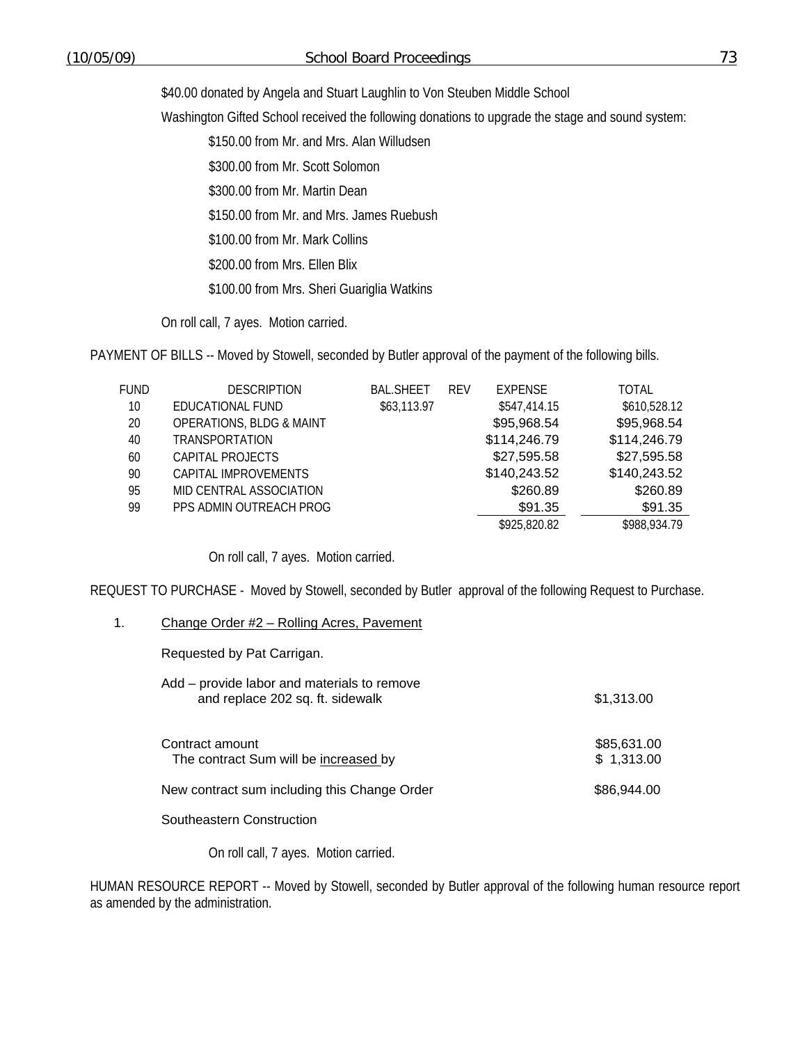$40.00 donated by Angela and Stuart Laughlin to Von Steuben Middle School

Washington Gifted School received the following donations to upgrade the stage and sound system:

$150.00 from Mr. and Mrs. Alan Willudsen

$300.00 from Mr. Scott Solomon

$300.00 from Mr. Martin Dean

$150.00 from Mr. and Mrs. James Ruebush

$100.00 from Mr. Mark Collins

$200.00 from Mrs. Ellen Blix

$100.00 from Mrs. Sheri Guariglia Watkins

On roll call, 7 ayes. Motion carried.

PAYMENT OF BILLS -- Moved by Stowell, seconded by Butler approval of the payment of the following bills.

| FUND | DESCRIPTION | BAL.SHEET | REV | EXPENSE | TOTAL |
|---|---|---|---|---|---|
| 10 | EDUCATIONAL FUND | $63,113.97 | | $547,414.15 | $610,528.12 |
| 20 | OPERATIONS, BLDG & MAINT | | | $95,968.54 | $95,968.54 |
| 40 | TRANSPORTATION | | | $114,246.79 | $114,246.79 |
| 60 | CAPITAL PROJECTS | | | $27,595.58 | $27,595.58 |
| 90 | CAPITAL IMPROVEMENTS | | | $140,243.52 | $140,243.52 |
| 95 | MID CENTRAL ASSOCIATION | | | $260.89 | $260.89 |
| 99 | PPS ADMIN OUTREACH PROG | | | $91.35 | $91.35 |
| | | | | $925,820.82 | $988,934.79 |

On roll call, 7 ayes. Motion carried.

REQUEST TO PURCHASE - Moved by Stowell, seconded by Butler approval of the following Request to Purchase.

1. Change Order #2 – Rolling Acres, Pavement

   Requested by Pat Carrigan.

   | | |
   |---|---|
   | Add – provide labor and materials to remove and replace 202 sq. ft. sidewalk | $1,313.00 |
   | Contract amount | $85,631.00 |
   | The contract Sum will be increased by | $ 1,313.00 |
   | New contract sum including this Change Order | $86,944.00 |

   Southeastern Construction

   On roll call, 7 ayes. Motion carried.

HUMAN RESOURCE REPORT -- Moved by Stowell, seconded by Butler approval of the following human resource report as amended by the administration.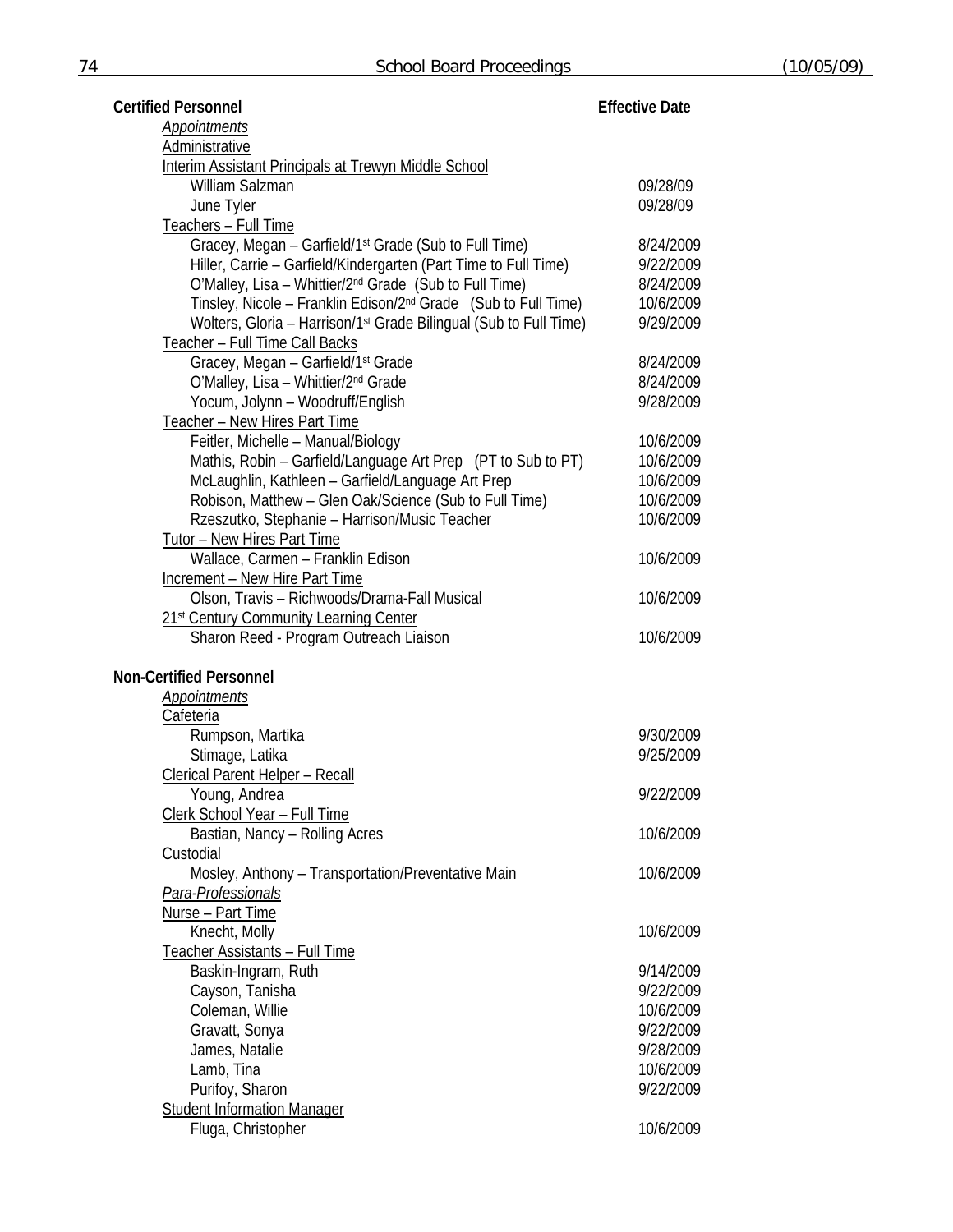| **Certified Personnel** | **Effective Date** |
|---|---|
| *Appointments* | |
| Administrative | |
| Interim Assistant Principals at Trewyn Middle School | |
| William Salzman | 09/28/09 |
| June Tyler | 09/28/09 |
| Teachers – Full Time | |
| Gracey, Megan – Garfield/1st Grade (Sub to Full Time) | 8/24/2009 |
| Hiller, Carrie – Garfield/Kindergarten (Part Time to Full Time) | 9/22/2009 |
| O'Malley, Lisa – Whittier/2nd Grade (Sub to Full Time) | 8/24/2009 |
| Tinsley, Nicole – Franklin Edison/2nd Grade (Sub to Full Time) | 10/6/2009 |
| Wolters, Gloria – Harrison/1st Grade Bilingual (Sub to Full Time) | 9/29/2009 |
| Teacher – Full Time Call Backs | |
| Gracey, Megan – Garfield/1st Grade | 8/24/2009 |
| O'Malley, Lisa – Whittier/2nd Grade | 8/24/2009 |
| Yocum, Jolynn – Woodruff/English | 9/28/2009 |
| Teacher – New Hires Part Time | |
| Feitler, Michelle – Manual/Biology | 10/6/2009 |
| Mathis, Robin – Garfield/Language Art Prep (PT to Sub to PT) | 10/6/2009 |
| McLaughlin, Kathleen – Garfield/Language Art Prep | 10/6/2009 |
| Robison, Matthew – Glen Oak/Science (Sub to Full Time) | 10/6/2009 |
| Rzeszutko, Stephanie – Harrison/Music Teacher | 10/6/2009 |
| Tutor – New Hires Part Time | |
| Wallace, Carmen – Franklin Edison | 10/6/2009 |
| Increment – New Hire Part Time | |
| Olson, Travis – Richwoods/Drama-Fall Musical | 10/6/2009 |
| 21st Century Community Learning Center | |
| Sharon Reed - Program Outreach Liaison | 10/6/2009 |

| **Non-Certified Personnel** | |
|---|---|
| *Appointments* | |
| Cafeteria | |
| Rumpson, Martika | 9/30/2009 |
| Stimage, Latika | 9/25/2009 |
| Clerical Parent Helper – Recall | |
| Young, Andrea | 9/22/2009 |
| Clerk School Year – Full Time | |
| Bastian, Nancy – Rolling Acres | 10/6/2009 |
| Custodial | |
| Mosley, Anthony – Transportation/Preventative Main | 10/6/2009 |
| *Para-Professionals* | |
| Nurse – Part Time | |
| Knecht, Molly | 10/6/2009 |
| Teacher Assistants – Full Time | |
| Baskin-Ingram, Ruth | 9/14/2009 |
| Cayson, Tanisha | 9/22/2009 |
| Coleman, Willie | 10/6/2009 |
| Gravatt, Sonya | 9/22/2009 |
| James, Natalie | 9/28/2009 |
| Lamb, Tina | 10/6/2009 |
| Purifoy, Sharon | 9/22/2009 |
| Student Information Manager | |
| Fluga, Christopher | 10/6/2009 |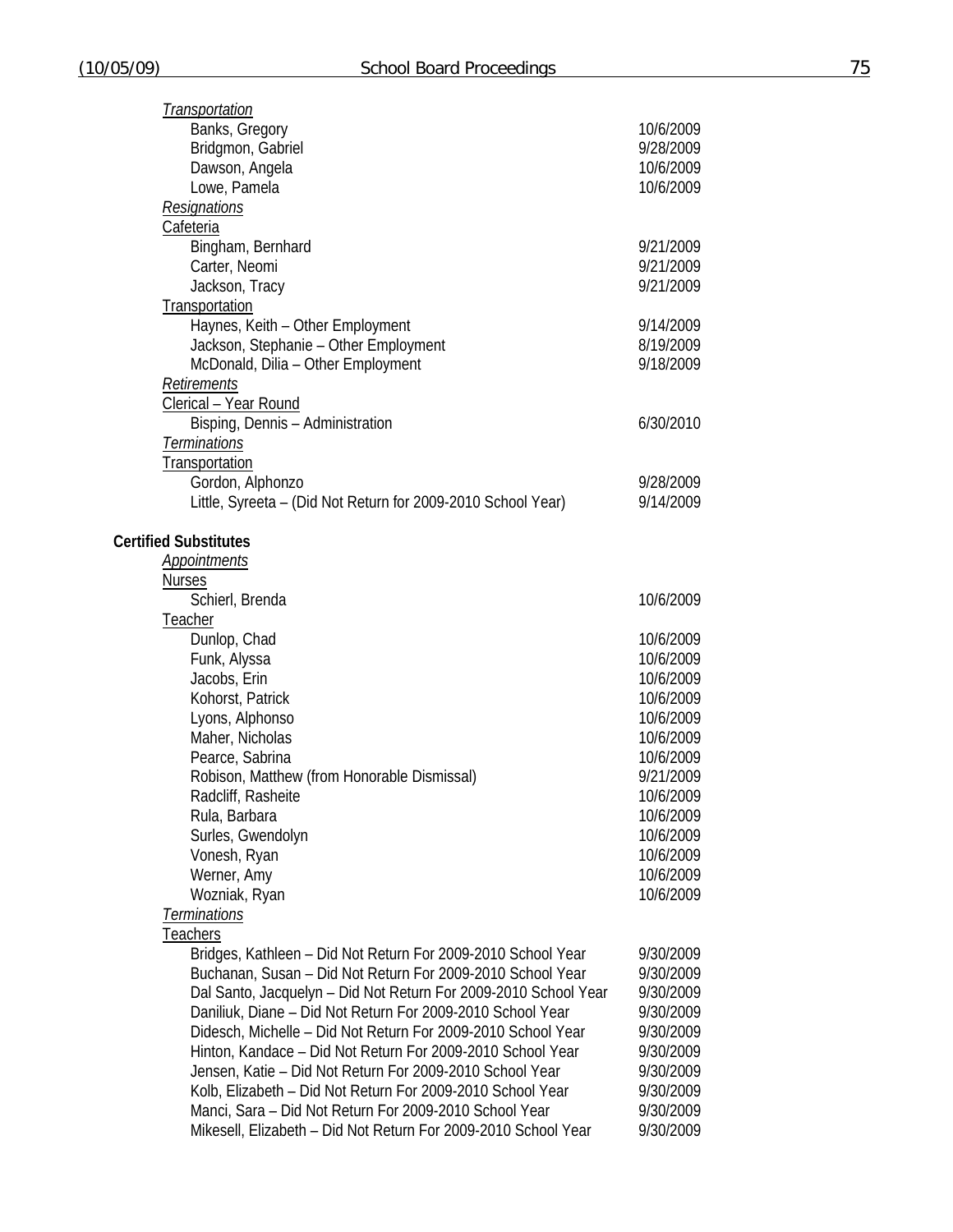*Transportation*

| | |
|---|---|
| Banks, Gregory | 10/6/2009 |
| Bridgmon, Gabriel | 9/28/2009 |
| Dawson, Angela | 10/6/2009 |
| Lowe, Pamela | 10/6/2009 |

*Resignations*

Cafeteria

| | |
|---|---|
| Bingham, Bernhard | 9/21/2009 |
| Carter, Neomi | 9/21/2009 |
| Jackson, Tracy | 9/21/2009 |

Transportation

| | |
|---|---|
| Haynes, Keith – Other Employment | 9/14/2009 |
| Jackson, Stephanie – Other Employment | 8/19/2009 |
| McDonald, Dilia – Other Employment | 9/18/2009 |

*Retirements*

Clerical – Year Round

| | |
|---|---|
| Bisping, Dennis – Administration | 6/30/2010 |

*Terminations*

Transportation

| | |
|---|---|
| Gordon, Alphonzo | 9/28/2009 |
| Little, Syreeta – (Did Not Return for 2009-2010 School Year) | 9/14/2009 |

**Certified Substitutes**

*Appointments*

Nurses

| | |
|---|---|
| Schierl, Brenda | 10/6/2009 |

Teacher

| | |
|---|---|
| Dunlop, Chad | 10/6/2009 |
| Funk, Alyssa | 10/6/2009 |
| Jacobs, Erin | 10/6/2009 |
| Kohorst, Patrick | 10/6/2009 |
| Lyons, Alphonso | 10/6/2009 |
| Maher, Nicholas | 10/6/2009 |
| Pearce, Sabrina | 10/6/2009 |
| Robison, Matthew (from Honorable Dismissal) | 9/21/2009 |
| Radcliff, Rasheite | 10/6/2009 |
| Rula, Barbara | 10/6/2009 |
| Surles, Gwendolyn | 10/6/2009 |
| Vonesh, Ryan | 10/6/2009 |
| Werner, Amy | 10/6/2009 |
| Wozniak, Ryan | 10/6/2009 |

*Terminations*

Teachers

| | |
|---|---|
| Bridges, Kathleen – Did Not Return For 2009-2010 School Year | 9/30/2009 |
| Buchanan, Susan – Did Not Return For 2009-2010 School Year | 9/30/2009 |
| Dal Santo, Jacquelyn – Did Not Return For 2009-2010 School Year | 9/30/2009 |
| Daniliuk, Diane – Did Not Return For 2009-2010 School Year | 9/30/2009 |
| Didesch, Michelle – Did Not Return For 2009-2010 School Year | 9/30/2009 |
| Hinton, Kandace – Did Not Return For 2009-2010 School Year | 9/30/2009 |
| Jensen, Katie – Did Not Return For 2009-2010 School Year | 9/30/2009 |
| Kolb, Elizabeth – Did Not Return For 2009-2010 School Year | 9/30/2009 |
| Manci, Sara – Did Not Return For 2009-2010 School Year | 9/30/2009 |
| Mikesell, Elizabeth – Did Not Return For 2009-2010 School Year | 9/30/2009 |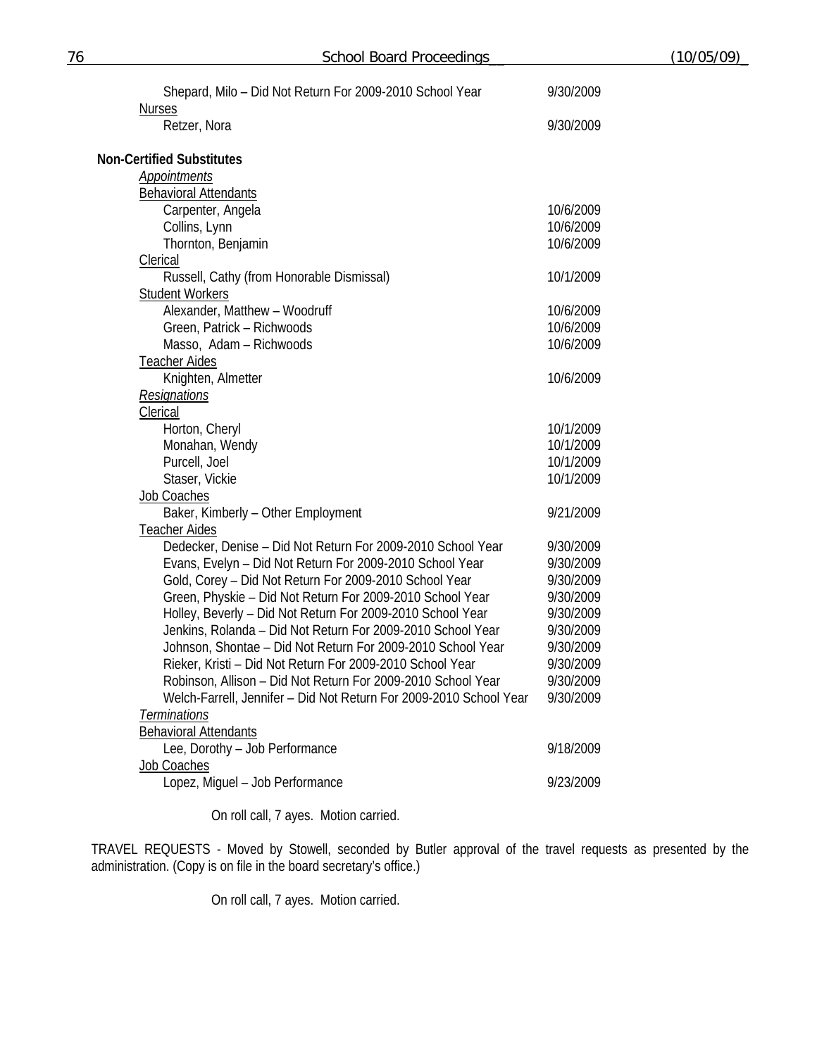Shepard, Milo – Did Not Return For 2009-2010 School Year 9/30/2009

Nurses

Retzer, Nora 9/30/2009

**Non-Certified Substitutes**

*Appointments*

Behavioral Attendants

| | |
|---|---|
| Carpenter, Angela | 10/6/2009 |
| Collins, Lynn | 10/6/2009 |
| Thornton, Benjamin | 10/6/2009 |

Clerical

| | |
|---|---|
| Russell, Cathy (from Honorable Dismissal) | 10/1/2009 |

Student Workers

| | |
|---|---|
| Alexander, Matthew – Woodruff | 10/6/2009 |
| Green, Patrick – Richwoods | 10/6/2009 |
| Masso, Adam – Richwoods | 10/6/2009 |

Teacher Aides

| | |
|---|---|
| Knighten, Almetter | 10/6/2009 |

*Resignations*

Clerical

| | |
|---|---|
| Horton, Cheryl | 10/1/2009 |
| Monahan, Wendy | 10/1/2009 |
| Purcell, Joel | 10/1/2009 |
| Staser, Vickie | 10/1/2009 |

Job Coaches

| | |
|---|---|
| Baker, Kimberly – Other Employment | 9/21/2009 |

Teacher Aides

| | |
|---|---|
| Dedecker, Denise – Did Not Return For 2009-2010 School Year | 9/30/2009 |
| Evans, Evelyn – Did Not Return For 2009-2010 School Year | 9/30/2009 |
| Gold, Corey – Did Not Return For 2009-2010 School Year | 9/30/2009 |
| Green, Physkie – Did Not Return For 2009-2010 School Year | 9/30/2009 |
| Holley, Beverly – Did Not Return For 2009-2010 School Year | 9/30/2009 |
| Jenkins, Rolanda – Did Not Return For 2009-2010 School Year | 9/30/2009 |
| Johnson, Shontae – Did Not Return For 2009-2010 School Year | 9/30/2009 |
| Rieker, Kristi – Did Not Return For 2009-2010 School Year | 9/30/2009 |
| Robinson, Allison – Did Not Return For 2009-2010 School Year | 9/30/2009 |
| Welch-Farrell, Jennifer – Did Not Return For 2009-2010 School Year | 9/30/2009 |

*Terminations*

Behavioral Attendants

| | |
|---|---|
| Lee, Dorothy – Job Performance | 9/18/2009 |

Job Coaches

| | |
|---|---|
| Lopez, Miguel – Job Performance | 9/23/2009 |

On roll call, 7 ayes. Motion carried.

TRAVEL REQUESTS - Moved by Stowell, seconded by Butler approval of the travel requests as presented by the administration. (Copy is on file in the board secretary's office.)

On roll call, 7 ayes. Motion carried.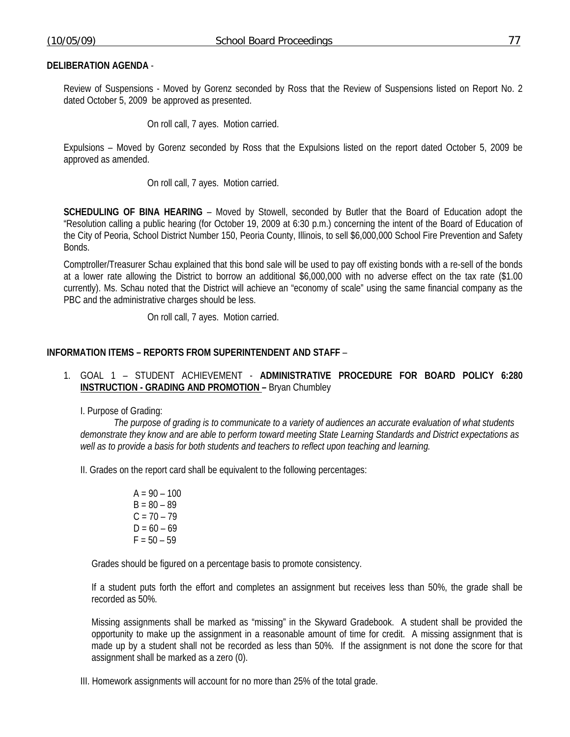**DELIBERATION AGENDA** -

Review of Suspensions - Moved by Gorenz seconded by Ross that the Review of Suspensions listed on Report No. 2 dated October 5, 2009 be approved as presented.

On roll call, 7 ayes. Motion carried.

Expulsions – Moved by Gorenz seconded by Ross that the Expulsions listed on the report dated October 5, 2009 be approved as amended.

On roll call, 7 ayes. Motion carried.

**SCHEDULING OF BINA HEARING** – Moved by Stowell, seconded by Butler that the Board of Education adopt the "Resolution calling a public hearing (for October 19, 2009 at 6:30 p.m.) concerning the intent of the Board of Education of the City of Peoria, School District Number 150, Peoria County, Illinois, to sell $6,000,000 School Fire Prevention and Safety Bonds.

Comptroller/Treasurer Schau explained that this bond sale will be used to pay off existing bonds with a re-sell of the bonds at a lower rate allowing the District to borrow an additional $6,000,000 with no adverse effect on the tax rate ($1.00 currently). Ms. Schau noted that the District will achieve an "economy of scale" using the same financial company as the PBC and the administrative charges should be less.

On roll call, 7 ayes. Motion carried.

**INFORMATION ITEMS – REPORTS FROM SUPERINTENDENT AND STAFF** –

1. GOAL 1 – STUDENT ACHIEVEMENT - **ADMINISTRATIVE PROCEDURE FOR BOARD POLICY 6:280 INSTRUCTION - GRADING AND PROMOTION –** Bryan Chumbley

I. Purpose of Grading:

*The purpose of grading is to communicate to a variety of audiences an accurate evaluation of what students demonstrate they know and are able to perform toward meeting State Learning Standards and District expectations as well as to provide a basis for both students and teachers to reflect upon teaching and learning.*

II. Grades on the report card shall be equivalent to the following percentages:

A = 90 – 100
B = 80 – 89
C = 70 – 79
D = 60 – 69
F = 50 – 59

Grades should be figured on a percentage basis to promote consistency.

If a student puts forth the effort and completes an assignment but receives less than 50%, the grade shall be recorded as 50%.

Missing assignments shall be marked as "missing" in the Skyward Gradebook. A student shall be provided the opportunity to make up the assignment in a reasonable amount of time for credit. A missing assignment that is made up by a student shall not be recorded as less than 50%. If the assignment is not done the score for that assignment shall be marked as a zero (0).

III. Homework assignments will account for no more than 25% of the total grade.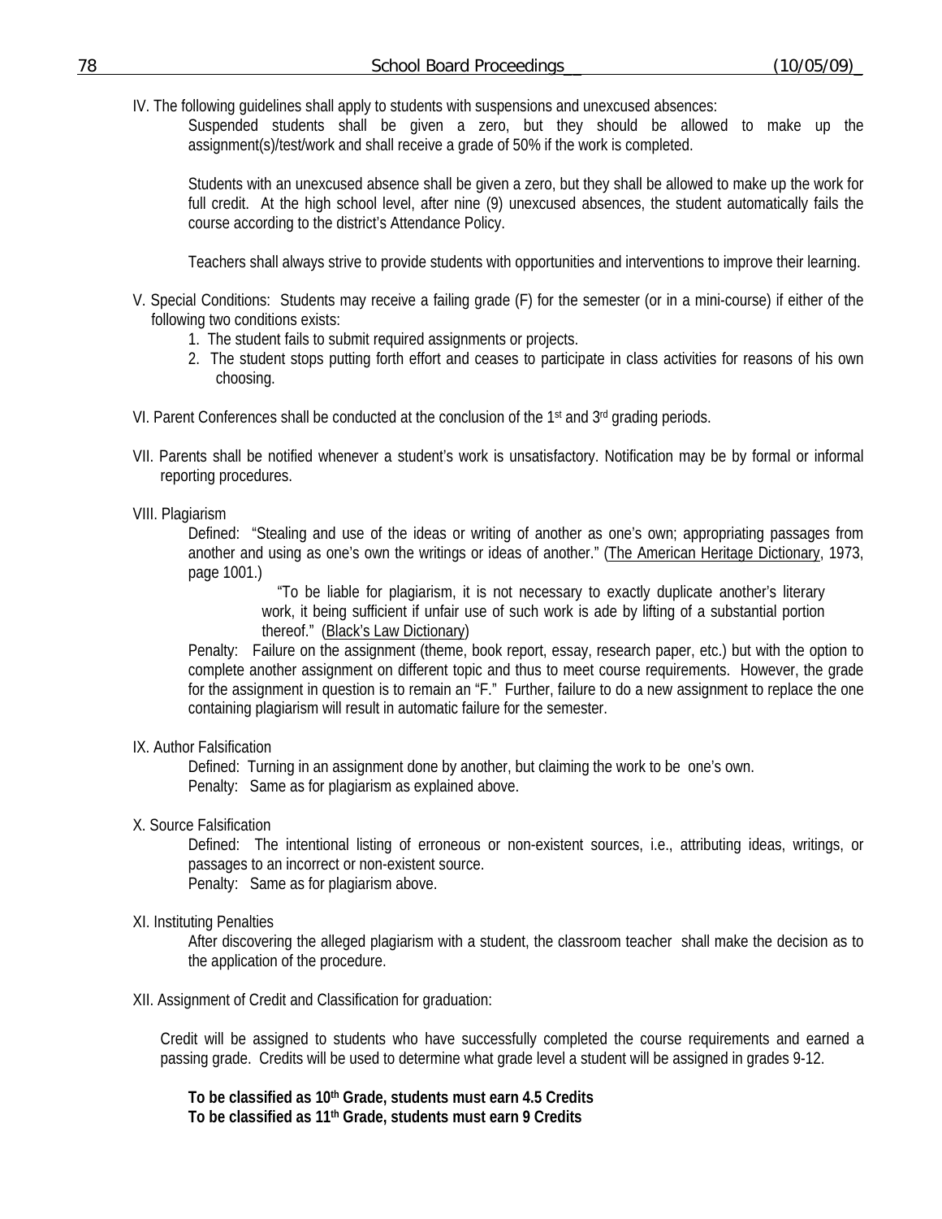IV. The following guidelines shall apply to students with suspensions and unexcused absences:

Suspended students shall be given a zero, but they should be allowed to make up the assignment(s)/test/work and shall receive a grade of 50% if the work is completed.

Students with an unexcused absence shall be given a zero, but they shall be allowed to make up the work for full credit. At the high school level, after nine (9) unexcused absences, the student automatically fails the course according to the district's Attendance Policy.

Teachers shall always strive to provide students with opportunities and interventions to improve their learning.

V. Special Conditions: Students may receive a failing grade (F) for the semester (or in a mini-course) if either of the following two conditions exists:

1. The student fails to submit required assignments or projects.
2. The student stops putting forth effort and ceases to participate in class activities for reasons of his own choosing.

VI. Parent Conferences shall be conducted at the conclusion of the 1st and 3rd grading periods.

VII. Parents shall be notified whenever a student's work is unsatisfactory. Notification may be by formal or informal reporting procedures.

VIII. Plagiarism

Defined: "Stealing and use of the ideas or writing of another as one's own; appropriating passages from another and using as one's own the writings or ideas of another." (The American Heritage Dictionary, 1973, page 1001.)

> "To be liable for plagiarism, it is not necessary to exactly duplicate another's literary work, it being sufficient if unfair use of such work is ade by lifting of a substantial portion thereof." (Black's Law Dictionary)

Penalty: Failure on the assignment (theme, book report, essay, research paper, etc.) but with the option to complete another assignment on different topic and thus to meet course requirements. However, the grade for the assignment in question is to remain an "F." Further, failure to do a new assignment to replace the one containing plagiarism will result in automatic failure for the semester.

IX. Author Falsification

Defined: Turning in an assignment done by another, but claiming the work to be one's own.
Penalty: Same as for plagiarism as explained above.

X. Source Falsification

Defined: The intentional listing of erroneous or non-existent sources, i.e., attributing ideas, writings, or passages to an incorrect or non-existent source.
Penalty: Same as for plagiarism above.

XI. Instituting Penalties

After discovering the alleged plagiarism with a student, the classroom teacher shall make the decision as to the application of the procedure.

XII. Assignment of Credit and Classification for graduation:

Credit will be assigned to students who have successfully completed the course requirements and earned a passing grade. Credits will be used to determine what grade level a student will be assigned in grades 9-12.

**To be classified as 10th Grade, students must earn 4.5 Credits**
**To be classified as 11th Grade, students must earn 9 Credits**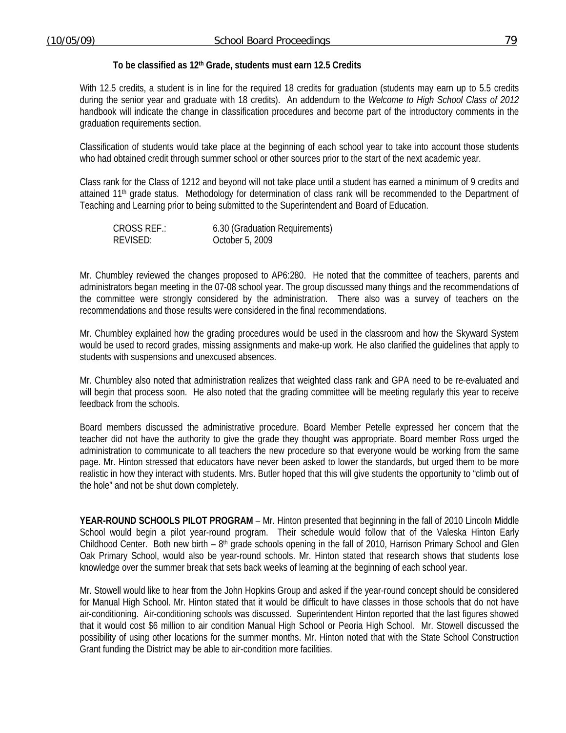**To be classified as 12th Grade, students must earn 12.5 Credits**

With 12.5 credits, a student is in line for the required 18 credits for graduation (students may earn up to 5.5 credits during the senior year and graduate with 18 credits). An addendum to the *Welcome to High School Class of 2012* handbook will indicate the change in classification procedures and become part of the introductory comments in the graduation requirements section.

Classification of students would take place at the beginning of each school year to take into account those students who had obtained credit through summer school or other sources prior to the start of the next academic year.

Class rank for the Class of 1212 and beyond will not take place until a student has earned a minimum of 9 credits and attained 11th grade status. Methodology for determination of class rank will be recommended to the Department of Teaching and Learning prior to being submitted to the Superintendent and Board of Education.

CROSS REF.: 6.30 (Graduation Requirements)
REVISED: October 5, 2009

Mr. Chumbley reviewed the changes proposed to AP6:280. He noted that the committee of teachers, parents and administrators began meeting in the 07-08 school year. The group discussed many things and the recommendations of the committee were strongly considered by the administration. There also was a survey of teachers on the recommendations and those results were considered in the final recommendations.

Mr. Chumbley explained how the grading procedures would be used in the classroom and how the Skyward System would be used to record grades, missing assignments and make-up work. He also clarified the guidelines that apply to students with suspensions and unexcused absences.

Mr. Chumbley also noted that administration realizes that weighted class rank and GPA need to be re-evaluated and will begin that process soon. He also noted that the grading committee will be meeting regularly this year to receive feedback from the schools.

Board members discussed the administrative procedure. Board Member Petelle expressed her concern that the teacher did not have the authority to give the grade they thought was appropriate. Board member Ross urged the administration to communicate to all teachers the new procedure so that everyone would be working from the same page. Mr. Hinton stressed that educators have never been asked to lower the standards, but urged them to be more realistic in how they interact with students. Mrs. Butler hoped that this will give students the opportunity to "climb out of the hole" and not be shut down completely.

**YEAR-ROUND SCHOOLS PILOT PROGRAM** – Mr. Hinton presented that beginning in the fall of 2010 Lincoln Middle School would begin a pilot year-round program. Their schedule would follow that of the Valeska Hinton Early Childhood Center. Both new birth – 8th grade schools opening in the fall of 2010, Harrison Primary School and Glen Oak Primary School, would also be year-round schools. Mr. Hinton stated that research shows that students lose knowledge over the summer break that sets back weeks of learning at the beginning of each school year.

Mr. Stowell would like to hear from the John Hopkins Group and asked if the year-round concept should be considered for Manual High School. Mr. Hinton stated that it would be difficult to have classes in those schools that do not have air-conditioning. Air-conditioning schools was discussed. Superintendent Hinton reported that the last figures showed that it would cost $6 million to air condition Manual High School or Peoria High School. Mr. Stowell discussed the possibility of using other locations for the summer months. Mr. Hinton noted that with the State School Construction Grant funding the District may be able to air-condition more facilities.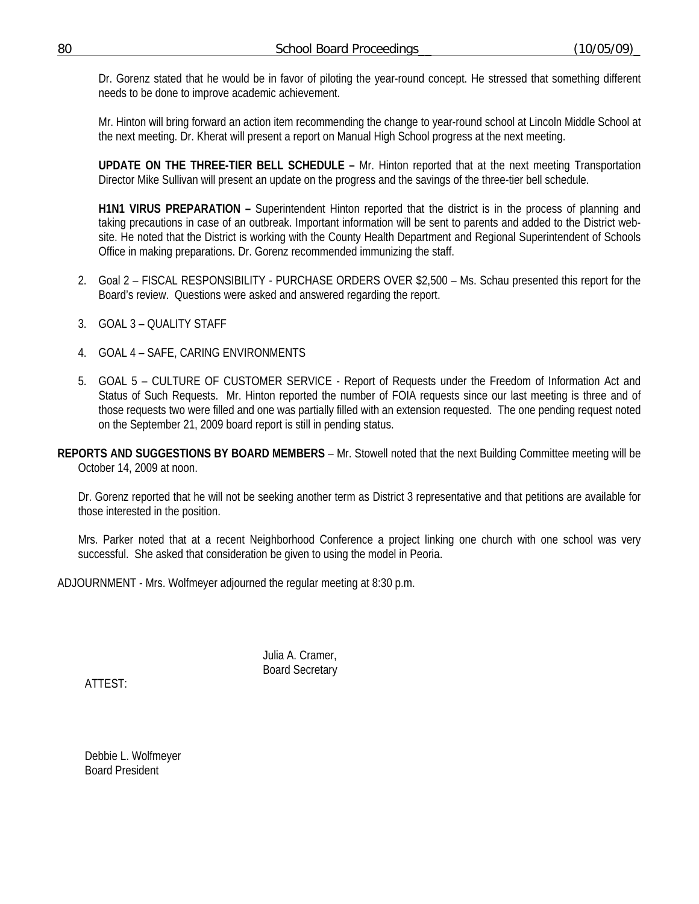Dr. Gorenz stated that he would be in favor of piloting the year-round concept. He stressed that something different needs to be done to improve academic achievement.

Mr. Hinton will bring forward an action item recommending the change to year-round school at Lincoln Middle School at the next meeting. Dr. Kherat will present a report on Manual High School progress at the next meeting.

**UPDATE ON THE THREE-TIER BELL SCHEDULE –** Mr. Hinton reported that at the next meeting Transportation Director Mike Sullivan will present an update on the progress and the savings of the three-tier bell schedule.

**H1N1 VIRUS PREPARATION –** Superintendent Hinton reported that the district is in the process of planning and taking precautions in case of an outbreak. Important information will be sent to parents and added to the District web-site. He noted that the District is working with the County Health Department and Regional Superintendent of Schools Office in making preparations. Dr. Gorenz recommended immunizing the staff.

2. Goal 2 – FISCAL RESPONSIBILITY - PURCHASE ORDERS OVER $2,500 – Ms. Schau presented this report for the Board's review. Questions were asked and answered regarding the report.

3. GOAL 3 – QUALITY STAFF

4. GOAL 4 – SAFE, CARING ENVIRONMENTS

5. GOAL 5 – CULTURE OF CUSTOMER SERVICE - Report of Requests under the Freedom of Information Act and Status of Such Requests. Mr. Hinton reported the number of FOIA requests since our last meeting is three and of those requests two were filled and one was partially filled with an extension requested. The one pending request noted on the September 21, 2009 board report is still in pending status.

**REPORTS AND SUGGESTIONS BY BOARD MEMBERS** – Mr. Stowell noted that the next Building Committee meeting will be October 14, 2009 at noon.

Dr. Gorenz reported that he will not be seeking another term as District 3 representative and that petitions are available for those interested in the position.

Mrs. Parker noted that at a recent Neighborhood Conference a project linking one church with one school was very successful. She asked that consideration be given to using the model in Peoria.

ADJOURNMENT - Mrs. Wolfmeyer adjourned the regular meeting at 8:30 p.m.

Julia A. Cramer,
Board Secretary

ATTEST:

Debbie L. Wolfmeyer
Board President